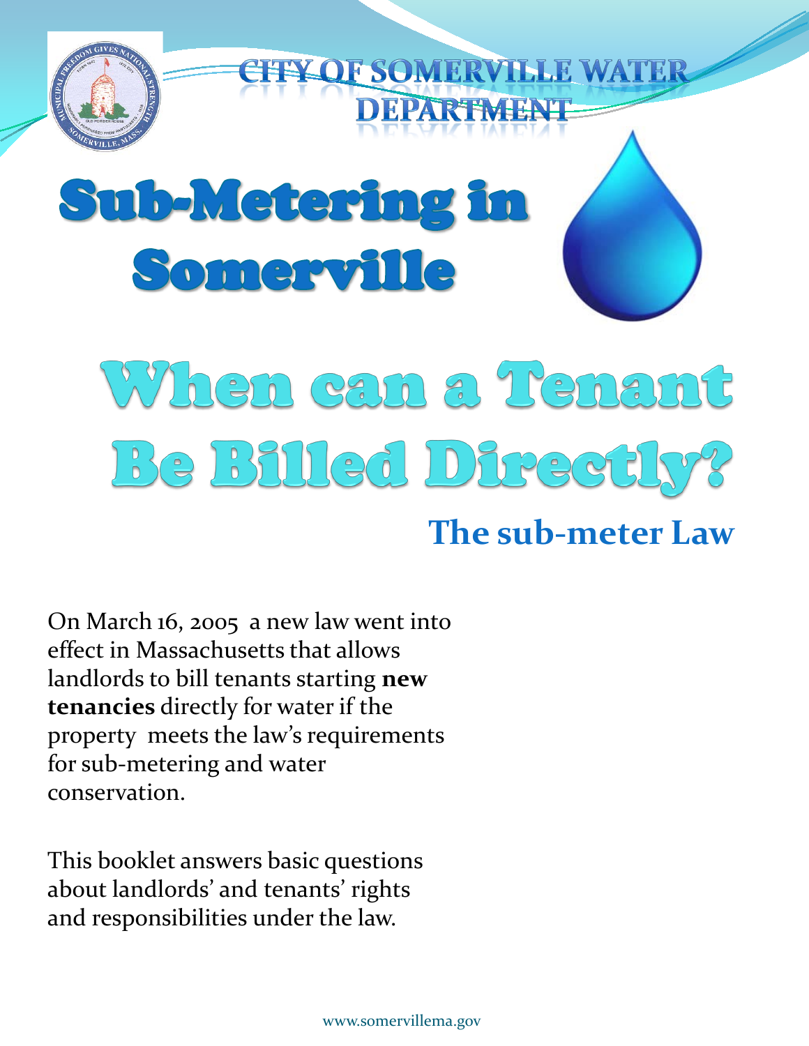# CITY OF SOMERVILLE WATER DEPARTMENT

# Sub-Metering in Somerville

# When can a Tenant Be Billed Directly?

## The sub-meter Law

On March 16, 2005 a new law went into effect in Massachusetts that allows landlords to bill tenants starting **new tenancies** directly for water if the property meets the law's requirements for sub-metering and water conservation.

This booklet answers basic questions about landlords' and tenants' rights and responsibilities under the law.

www.somervillema.gov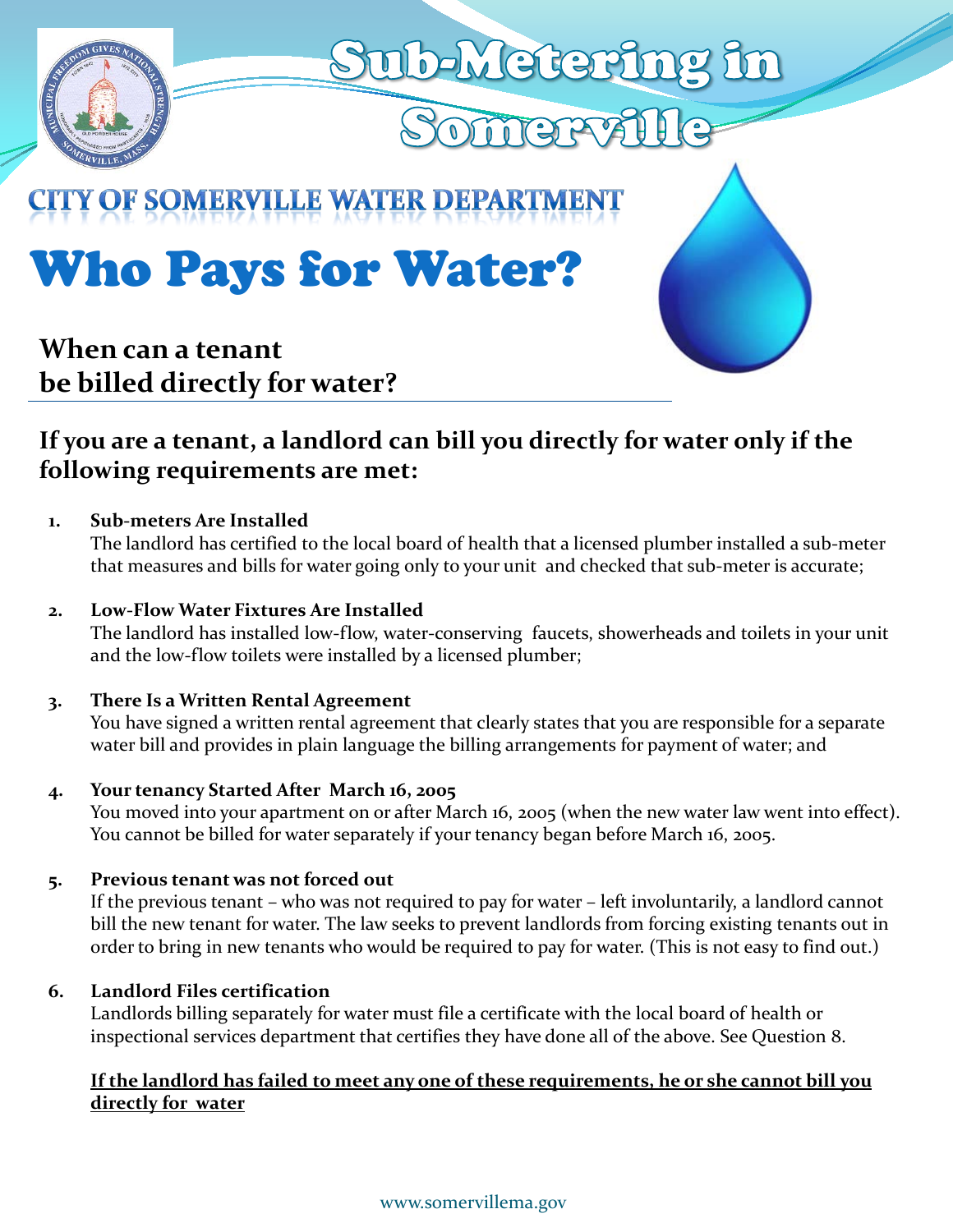# Sub-Metering in Somerville

## CITY OF SOMERVILLE WATER DEPARTMENT

# Who Pays for Water?

### When can a tenant be billed directly for water?

### If you are a tenant, a landlord can bill you directly for water only if the following requirements are met:

1. **Sub-meters Are Installed**
   The landlord has certified to the local board of health that a licensed plumber installed a sub-meter that measures and bills for water going only to your unit and checked that sub-meter is accurate;

2. **Low-Flow Water Fixtures Are Installed**
   The landlord has installed low-flow, water-conserving faucets, showerheads and toilets in your unit and the low-flow toilets were installed by a licensed plumber;

3. **There Is a Written Rental Agreement**
   You have signed a written rental agreement that clearly states that you are responsible for a separate water bill and provides in plain language the billing arrangements for payment of water; and

4. **Your tenancy Started After March 16, 2005**
   You moved into your apartment on or after March 16, 2005 (when the new water law went into effect). You cannot be billed for water separately if your tenancy began before March 16, 2005.

5. **Previous tenant was not forced out**
   If the previous tenant – who was not required to pay for water – left involuntarily, a landlord cannot bill the new tenant for water. The law seeks to prevent landlords from forcing existing tenants out in order to bring in new tenants who would be required to pay for water. (This is not easy to find out.)

6. **Landlord Files certification**
   Landlords billing separately for water must file a certificate with the local board of health or inspectional services department that certifies they have done all of the above. See Question 8.

   **If the landlord has failed to meet any one of these requirements, he or she cannot bill you directly for water**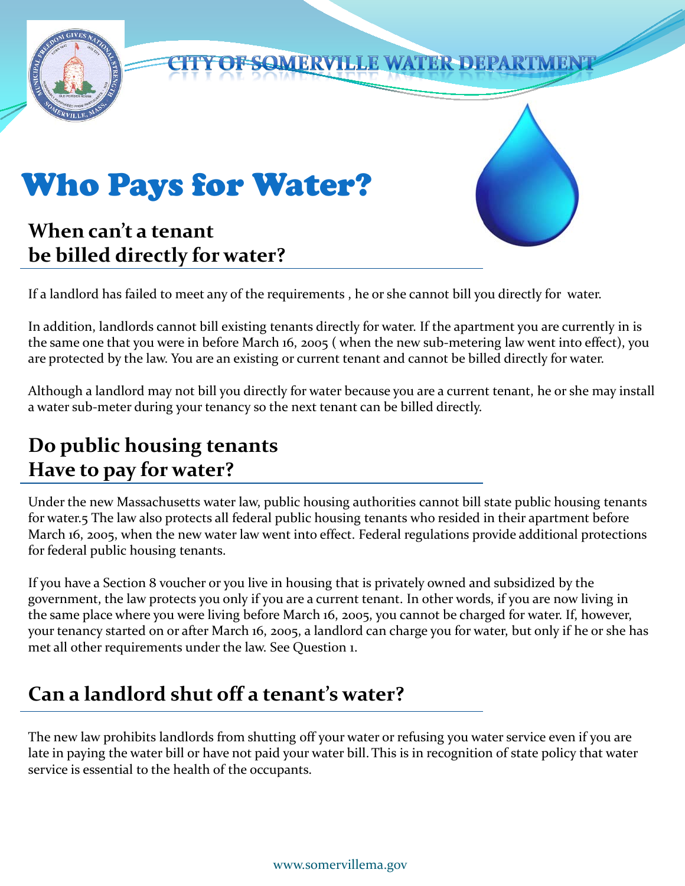# CITY OF SOMERVILLE WATER DEPARTMENT

# Who Pays for Water?

## When can't a tenant be billed directly for water?

If a landlord has failed to meet any of the requirements , he or she cannot bill you directly for water.

In addition, landlords cannot bill existing tenants directly for water. If the apartment you are currently in is the same one that you were in before March 16, 2005 ( when the new sub-metering law went into effect), you are protected by the law. You are an existing or current tenant and cannot be billed directly for water.

Although a landlord may not bill you directly for water because you are a current tenant, he or she may install a water sub-meter during your tenancy so the next tenant can be billed directly.

## Do public housing tenants Have to pay for water?

Under the new Massachusetts water law, public housing authorities cannot bill state public housing tenants for water.5 The law also protects all federal public housing tenants who resided in their apartment before March 16, 2005, when the new water law went into effect. Federal regulations provide additional protections for federal public housing tenants.

If you have a Section 8 voucher or you live in housing that is privately owned and subsidized by the government, the law protects you only if you are a current tenant. In other words, if you are now living in the same place where you were living before March 16, 2005, you cannot be charged for water. If, however, your tenancy started on or after March 16, 2005, a landlord can charge you for water, but only if he or she has met all other requirements under the law. See Question 1.

## Can a landlord shut off a tenant's water?

The new law prohibits landlords from shutting off your water or refusing you water service even if you are late in paying the water bill or have not paid your water bill. This is in recognition of state policy that water service is essential to the health of the occupants.

www.somervillema.gov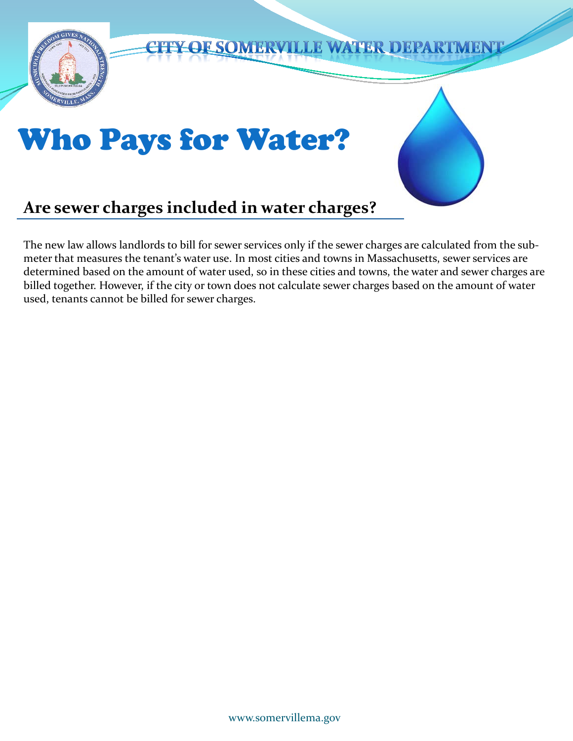# Who Pays for Water?

## Are sewer charges included in water charges?

The new law allows landlords to bill for sewer services only if the sewer charges are calculated from the sub-meter that measures the tenant's water use. In most cities and towns in Massachusetts, sewer services are determined based on the amount of water used, so in these cities and towns, the water and sewer charges are billed together. However, if the city or town does not calculate sewer charges based on the amount of water used, tenants cannot be billed for sewer charges.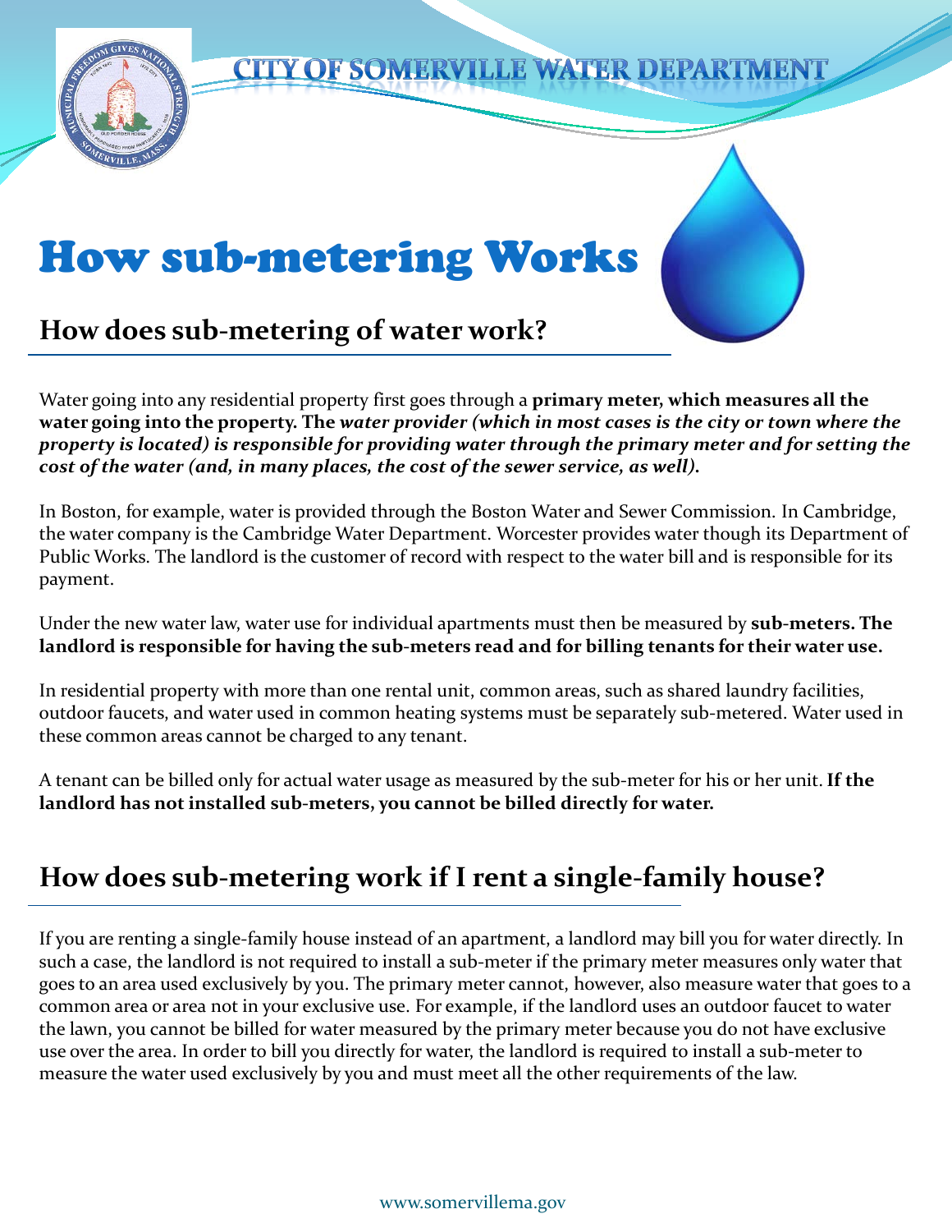CITY OF SOMERVILLE WATER DEPARTMENT

# How sub-metering Works

## How does sub-metering of water work?

Water going into any residential property first goes through a **primary meter, which measures all the water going into the property. The** ***water provider (which in most cases is the city or town where the property is located) is responsible for providing water through the primary meter and for setting the cost of the water (and, in many places, the cost of the sewer service, as well).***

In Boston, for example, water is provided through the Boston Water and Sewer Commission. In Cambridge, the water company is the Cambridge Water Department. Worcester provides water though its Department of Public Works. The landlord is the customer of record with respect to the water bill and is responsible for its payment.

Under the new water law, water use for individual apartments must then be measured by **sub-meters. The landlord is responsible for having the sub-meters read and for billing tenants for their water use.**

In residential property with more than one rental unit, common areas, such as shared laundry facilities, outdoor faucets, and water used in common heating systems must be separately sub-metered. Water used in these common areas cannot be charged to any tenant.

A tenant can be billed only for actual water usage as measured by the sub-meter for his or her unit. **If the landlord has not installed sub-meters, you cannot be billed directly for water.**

## How does sub-metering work if I rent a single-family house?

If you are renting a single-family house instead of an apartment, a landlord may bill you for water directly. In such a case, the landlord is not required to install a sub-meter if the primary meter measures only water that goes to an area used exclusively by you. The primary meter cannot, however, also measure water that goes to a common area or area not in your exclusive use. For example, if the landlord uses an outdoor faucet to water the lawn, you cannot be billed for water measured by the primary meter because you do not have exclusive use over the area. In order to bill you directly for water, the landlord is required to install a sub-meter to measure the water used exclusively by you and must meet all the other requirements of the law.

www.somervillema.gov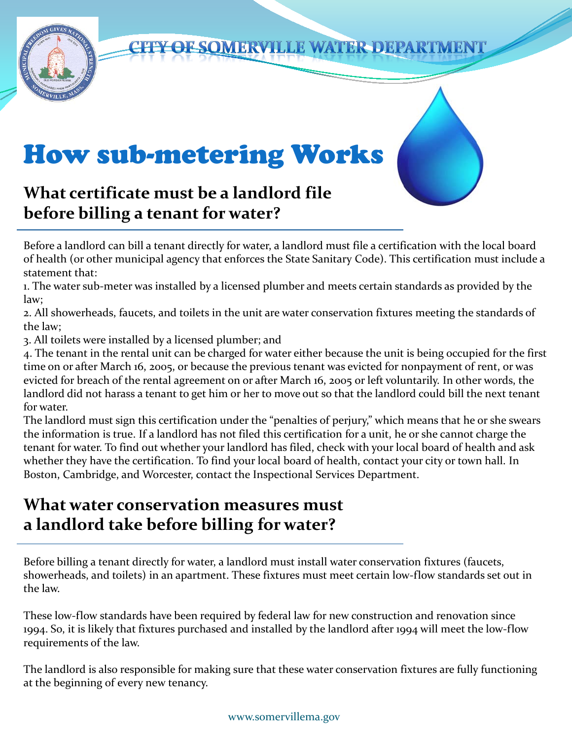CITY OF SOMERVILLE WATER DEPARTMENT

# How sub-metering Works

## What certificate must be a landlord file before billing a tenant for water?

Before a landlord can bill a tenant directly for water, a landlord must file a certification with the local board of health (or other municipal agency that enforces the State Sanitary Code). This certification must include a statement that:

1. The water sub-meter was installed by a licensed plumber and meets certain standards as provided by the law;
2. All showerheads, faucets, and toilets in the unit are water conservation fixtures meeting the standards of the law;
3. All toilets were installed by a licensed plumber; and
4. The tenant in the rental unit can be charged for water either because the unit is being occupied for the first time on or after March 16, 2005, or because the previous tenant was evicted for nonpayment of rent, or was evicted for breach of the rental agreement on or after March 16, 2005 or left voluntarily. In other words, the landlord did not harass a tenant to get him or her to move out so that the landlord could bill the next tenant for water.

The landlord must sign this certification under the "penalties of perjury," which means that he or she swears the information is true. If a landlord has not filed this certification for a unit, he or she cannot charge the tenant for water. To find out whether your landlord has filed, check with your local board of health and ask whether they have the certification. To find your local board of health, contact your city or town hall. In Boston, Cambridge, and Worcester, contact the Inspectional Services Department.

## What water conservation measures must a landlord take before billing for water?

Before billing a tenant directly for water, a landlord must install water conservation fixtures (faucets, showerheads, and toilets) in an apartment. These fixtures must meet certain low-flow standards set out in the law.

These low-flow standards have been required by federal law for new construction and renovation since 1994. So, it is likely that fixtures purchased and installed by the landlord after 1994 will meet the low-flow requirements of the law.

The landlord is also responsible for making sure that these water conservation fixtures are fully functioning at the beginning of every new tenancy.

www.somervillema.gov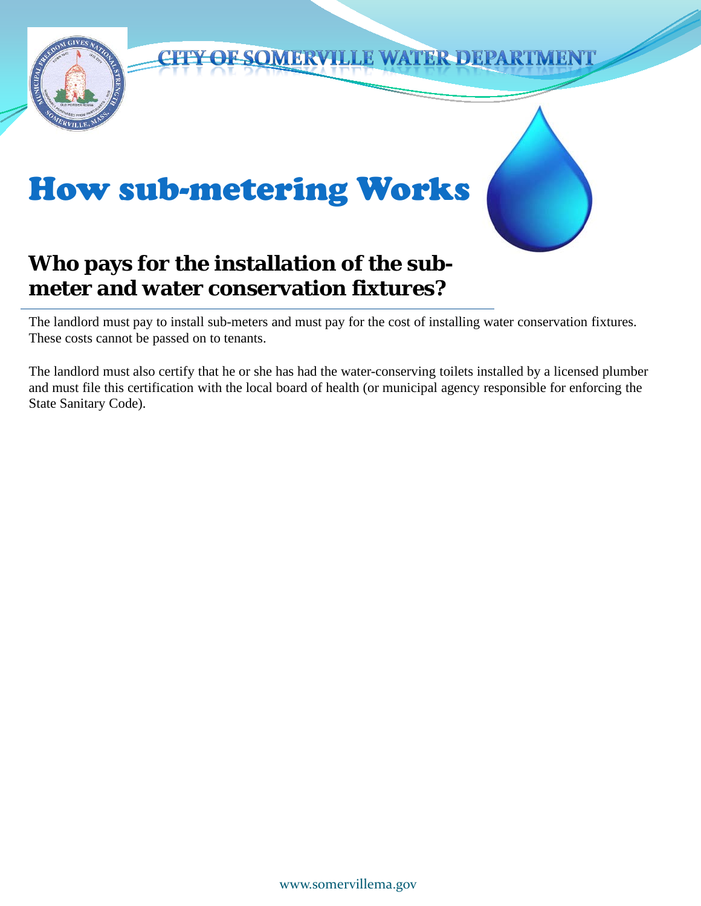# How sub-metering Works

## Who pays for the installation of the sub-meter and water conservation fixtures?

The landlord must pay to install sub-meters and must pay for the cost of installing water conservation fixtures. These costs cannot be passed on to tenants.

The landlord must also certify that he or she has had the water-conserving toilets installed by a licensed plumber and must file this certification with the local board of health (or municipal agency responsible for enforcing the State Sanitary Code).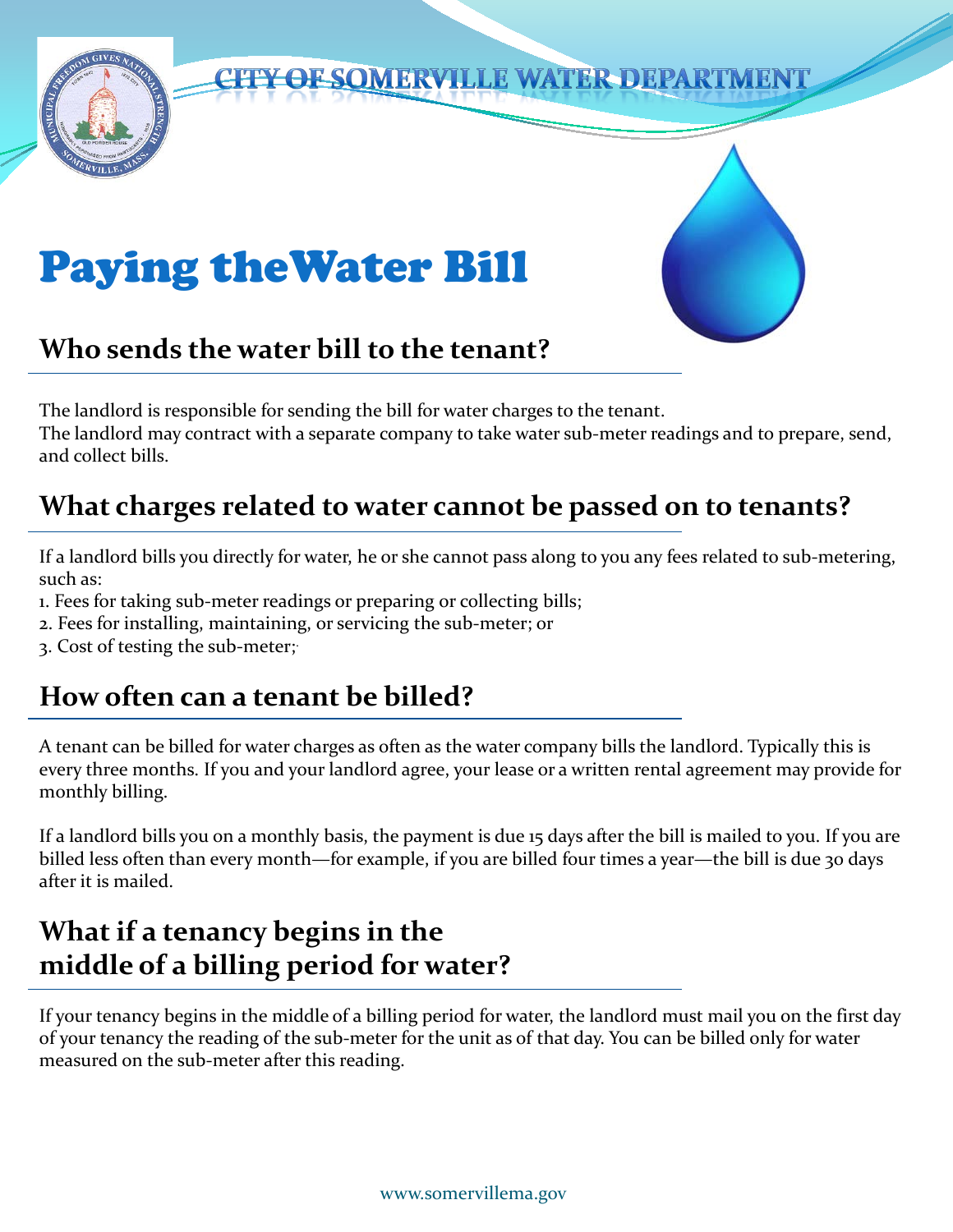CITY OF SOMERVILLE WATER DEPARTMENT

# Paying theWater Bill

## Who sends the water bill to the tenant?

The landlord is responsible for sending the bill for water charges to the tenant.
The landlord may contract with a separate company to take water sub-meter readings and to prepare, send, and collect bills.

## What charges related to water cannot be passed on to tenants?

If a landlord bills you directly for water, he or she cannot pass along to you any fees related to sub-metering, such as:

1. Fees for taking sub-meter readings or preparing or collecting bills;
2. Fees for installing, maintaining, or servicing the sub-meter; or
3. Cost of testing the sub-meter;.

## How often can a tenant be billed?

A tenant can be billed for water charges as often as the water company bills the landlord. Typically this is every three months. If you and your landlord agree, your lease or a written rental agreement may provide for monthly billing.

If a landlord bills you on a monthly basis, the payment is due 15 days after the bill is mailed to you. If you are billed less often than every month—for example, if you are billed four times a year—the bill is due 30 days after it is mailed.

## What if a tenancy begins in the middle of a billing period for water?

If your tenancy begins in the middle of a billing period for water, the landlord must mail you on the first day of your tenancy the reading of the sub-meter for the unit as of that day. You can be billed only for water measured on the sub-meter after this reading.

www.somervillema.gov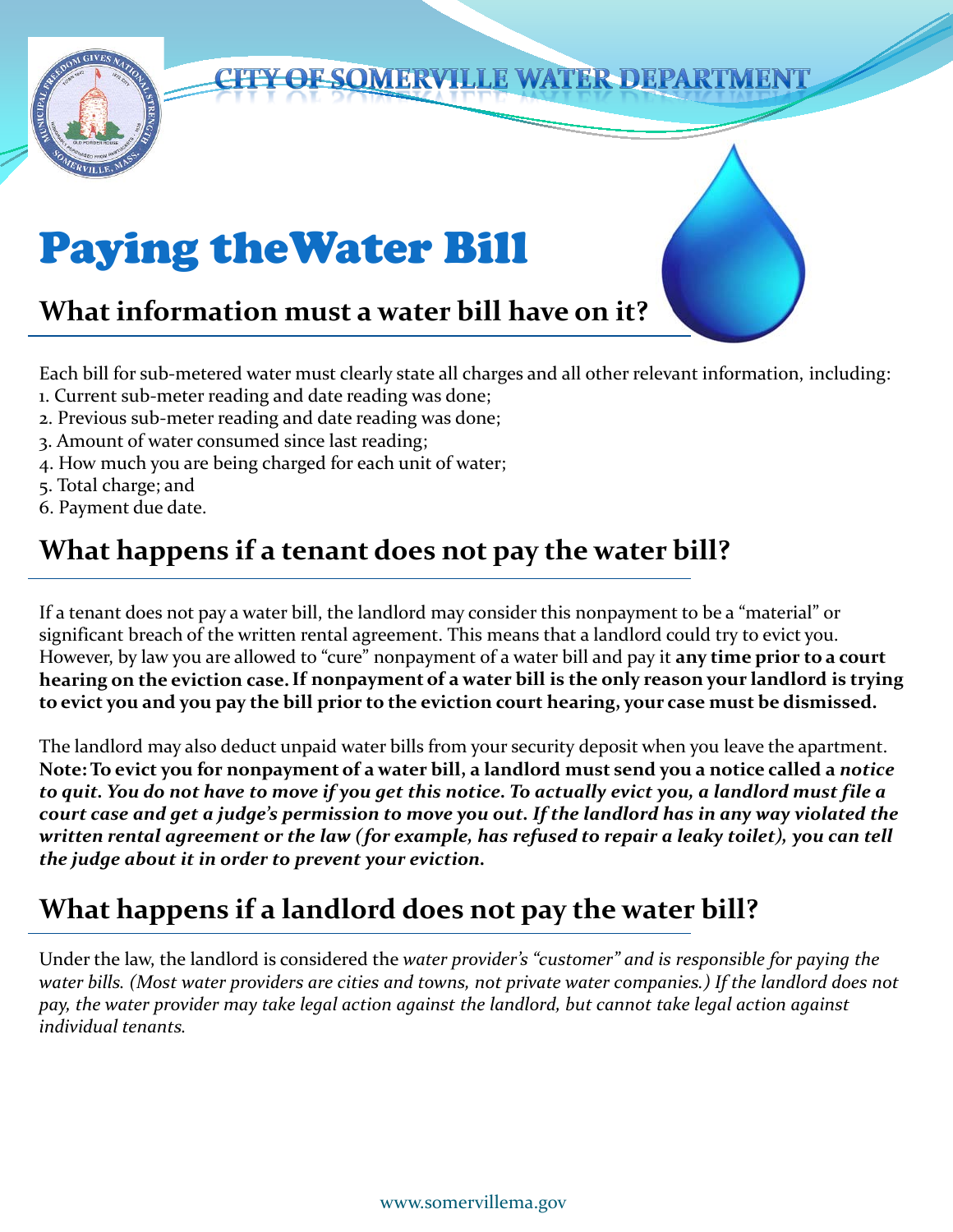CITY OF SOMERVILLE WATER DEPARTMENT

# Paying theWater Bill

## What information must a water bill have on it?

Each bill for sub-metered water must clearly state all charges and all other relevant information, including:

1. Current sub-meter reading and date reading was done;
2. Previous sub-meter reading and date reading was done;
3. Amount of water consumed since last reading;
4. How much you are being charged for each unit of water;
5. Total charge; and
6. Payment due date.

## What happens if a tenant does not pay the water bill?

If a tenant does not pay a water bill, the landlord may consider this nonpayment to be a "material" or significant breach of the written rental agreement. This means that a landlord could try to evict you. However, by law you are allowed to "cure" nonpayment of a water bill and pay it **any time prior to a court hearing on the eviction case. If nonpayment of a water bill is the only reason your landlord is trying to evict you and you pay the bill prior to the eviction court hearing, your case must be dismissed.**

The landlord may also deduct unpaid water bills from your security deposit when you leave the apartment. **Note: To evict you for nonpayment of a water bill, a landlord must send you a notice called a *notice to quit. You do not have to move if you get this notice. To actually evict you, a landlord must file a court case and get a judge's permission to move you out. If the landlord has in any way violated the written rental agreement or the law (for example, has refused to repair a leaky toilet), you can tell the judge about it in order to prevent your eviction.***

## What happens if a landlord does not pay the water bill?

Under the law, the landlord is considered the *water provider's "customer" and is responsible for paying the water bills. (Most water providers are cities and towns, not private water companies.) If the landlord does not pay, the water provider may take legal action against the landlord, but cannot take legal action against individual tenants.*

www.somervillema.gov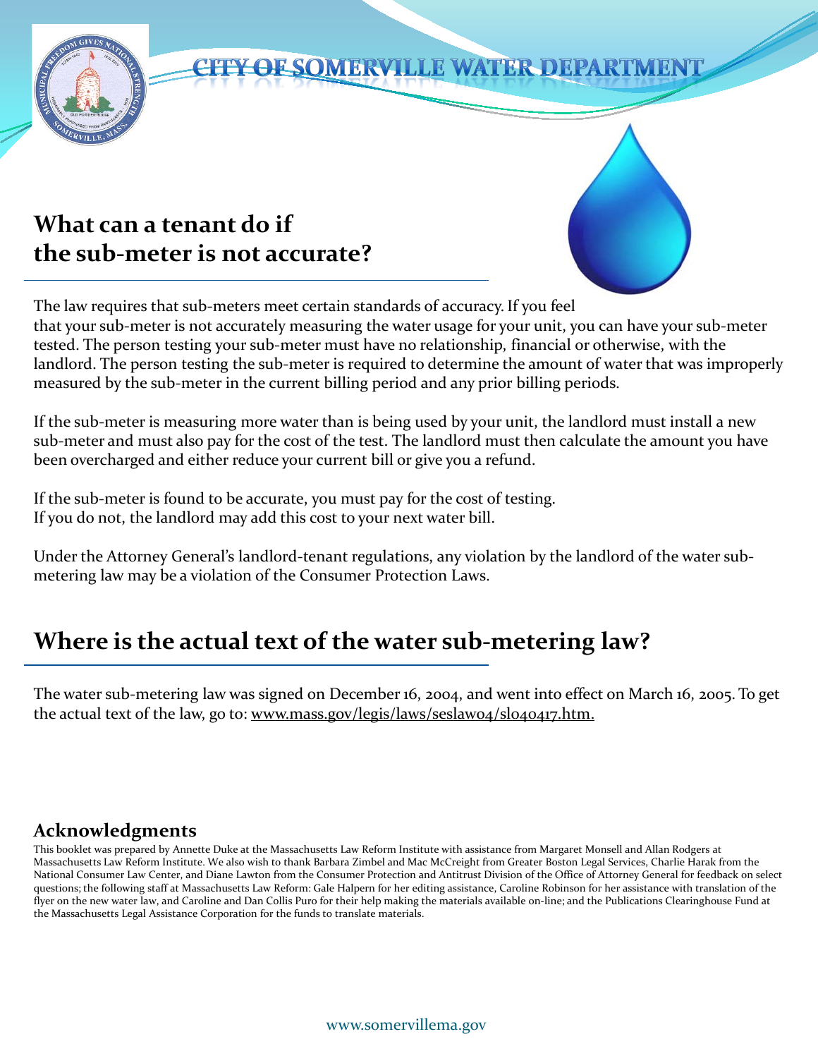# CITY OF SOMERVILLE WATER DEPARTMENT

## What can a tenant do if the sub-meter is not accurate?

The law requires that sub-meters meet certain standards of accuracy. If you feel that your sub-meter is not accurately measuring the water usage for your unit, you can have your sub-meter tested. The person testing your sub-meter must have no relationship, financial or otherwise, with the landlord. The person testing the sub-meter is required to determine the amount of water that was improperly measured by the sub-meter in the current billing period and any prior billing periods.

If the sub-meter is measuring more water than is being used by your unit, the landlord must install a new sub-meter and must also pay for the cost of the test. The landlord must then calculate the amount you have been overcharged and either reduce your current bill or give you a refund.

If the sub-meter is found to be accurate, you must pay for the cost of testing.
If you do not, the landlord may add this cost to your next water bill.

Under the Attorney General's landlord-tenant regulations, any violation by the landlord of the water sub-metering law may be a violation of the Consumer Protection Laws.

## Where is the actual text of the water sub-metering law?

The water sub-metering law was signed on December 16, 2004, and went into effect on March 16, 2005. To get the actual text of the law, go to: www.mass.gov/legis/laws/seslaw04/sl040417.htm.

### Acknowledgments

This booklet was prepared by Annette Duke at the Massachusetts Law Reform Institute with assistance from Margaret Monsell and Allan Rodgers at Massachusetts Law Reform Institute. We also wish to thank Barbara Zimbel and Mac McCreight from Greater Boston Legal Services, Charlie Harak from the National Consumer Law Center, and Diane Lawton from the Consumer Protection and Antitrust Division of the Office of Attorney General for feedback on select questions; the following staff at Massachusetts Law Reform: Gale Halpern for her editing assistance, Caroline Robinson for her assistance with translation of the flyer on the new water law, and Caroline and Dan Collis Puro for their help making the materials available on-line; and the Publications Clearinghouse Fund at the Massachusetts Legal Assistance Corporation for the funds to translate materials.

www.somervillema.gov